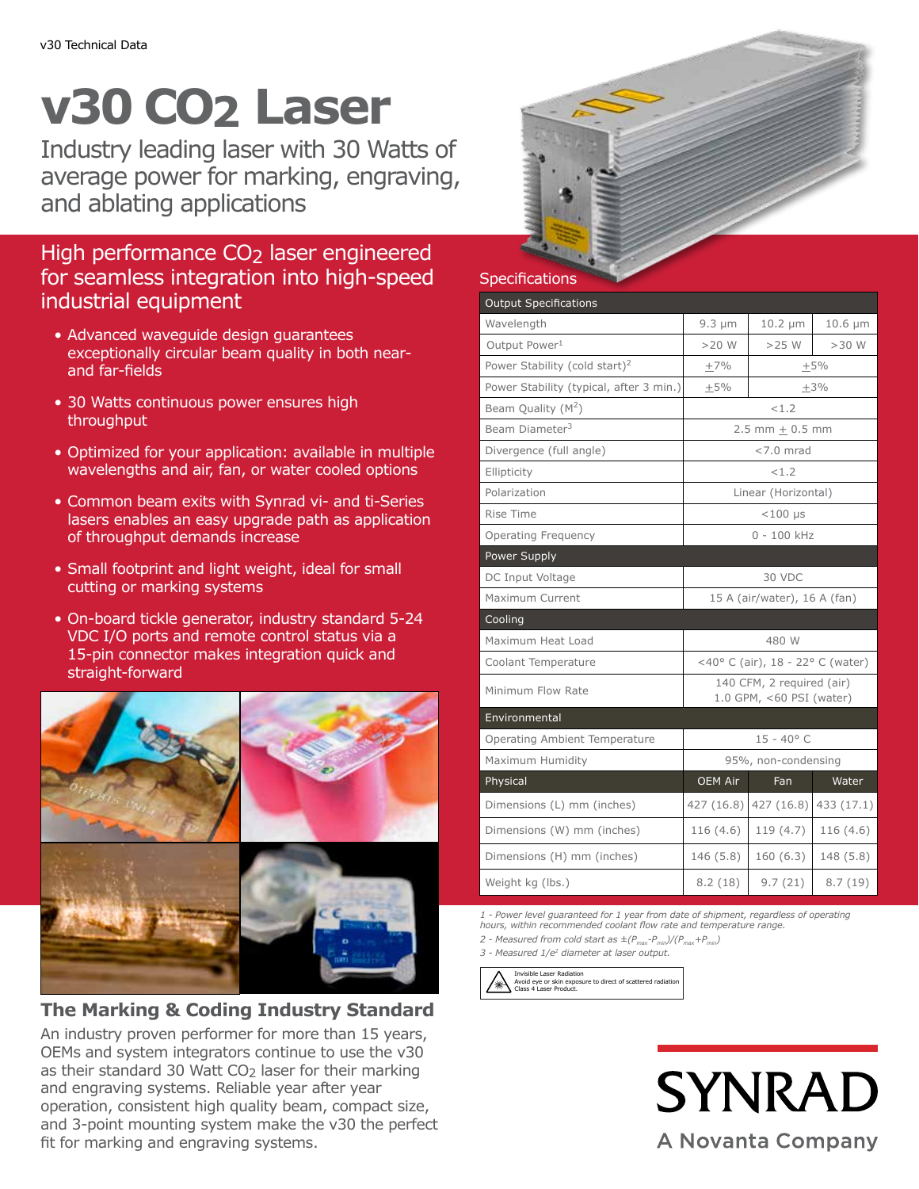# v30 $CO_2$ Laser

Industry leading laser with 30 Watts of average power for marking, engraving, and ablating applications

## High performance $CO_2$ laser engineered for seamless integration into high-speed industrial equipment

- Advanced waveguide design guarantees exceptionally circular beam quality in both near- and far-fields
- 30 Watts continuous power ensures high throughput
- Optimized for your application: available in multiple wavelengths and air, fan, or water cooled options
- Common beam exits with Synrad vi- and ti-Series lasers enables an easy upgrade path as application of throughput demands increase
- Small footprint and light weight, ideal for small cutting or marking systems
- On-board tickle generator, industry standard 5-24 VDC I/O ports and remote control status via a 15-pin connector makes integration quick and straight-forward

## The Marking & Coding Industry Standard

An industry proven performer for more than 15 years, OEMs and system integrators continue to use the v30 as their standard 30 Watt $CO_2$ laser for their marking and engraving systems. Reliable year after year operation, consistent high quality beam, compact size, and 3-point mounting system make the v30 the perfect fit for marking and engraving systems.

## Specifications

| Output Specifications | | | |
|---|---|---|---|
| Wavelength | 9.3 µm | 10.2 µm | 10.6 µm |
| Output Power[1] | >20 W | >25 W | >30 W |
| Power Stability (cold start)[2] | ±7% | ±5% | |
| Power Stability (typical, after 3 min.) | ±5% | ±3% | |
| Beam Quality ($M^2$) | <1.2 | | |
| Beam Diameter[3] | 2.5 mm ± 0.5 mm | | |
| Divergence (full angle) | <7.0 mrad | | |
| Ellipticity | <1.2 | | |
| Polarization | Linear (Horizontal) | | |
| Rise Time | <100 µs | | |
| Operating Frequency | 0 - 100 kHz | | |
| **Power Supply** | | | |
| DC Input Voltage | 30 VDC | | |
| Maximum Current | 15 A (air/water), 16 A (fan) | | |
| **Cooling** | | | |
| Maximum Heat Load | 480 W | | |
| Coolant Temperature | <40° C (air), 18 - 22° C (water) | | |
| Minimum Flow Rate | 140 CFM, 2 required (air) 1.0 GPM, <60 PSI (water) | | |
| **Environmental** | | | |
| Operating Ambient Temperature | 15 - 40° C | | |
| Maximum Humidity | 95%, non-condensing | | |
| **Physical** | **OEM Air** | **Fan** | **Water** |
| Dimensions (L) mm (inches) | 427 (16.8) | 427 (16.8) | 433 (17.1) |
| Dimensions (W) mm (inches) | 116 (4.6) | 119 (4.7) | 116 (4.6) |
| Dimensions (H) mm (inches) | 146 (5.8) | 160 (6.3) | 148 (5.8) |
| Weight kg (lbs.) | 8.2 (18) | 9.7 (21) | 8.7 (19) |

*1 - Power level guaranteed for 1 year from date of shipment, regardless of operating hours, within recommended coolant flow rate and temperature range.*

*2 - Measured from cold start as $\pm(P_{max}-P_{min})/(P_{max}+P_{min})$*

*3 - Measured $1/e^2$ diameter at laser output.*

Invisible Laser Radiation
Avoid eye or skin exposure to direct of scattered radiation
Class 4 Laser Product.

SYNRAD
A Novanta Company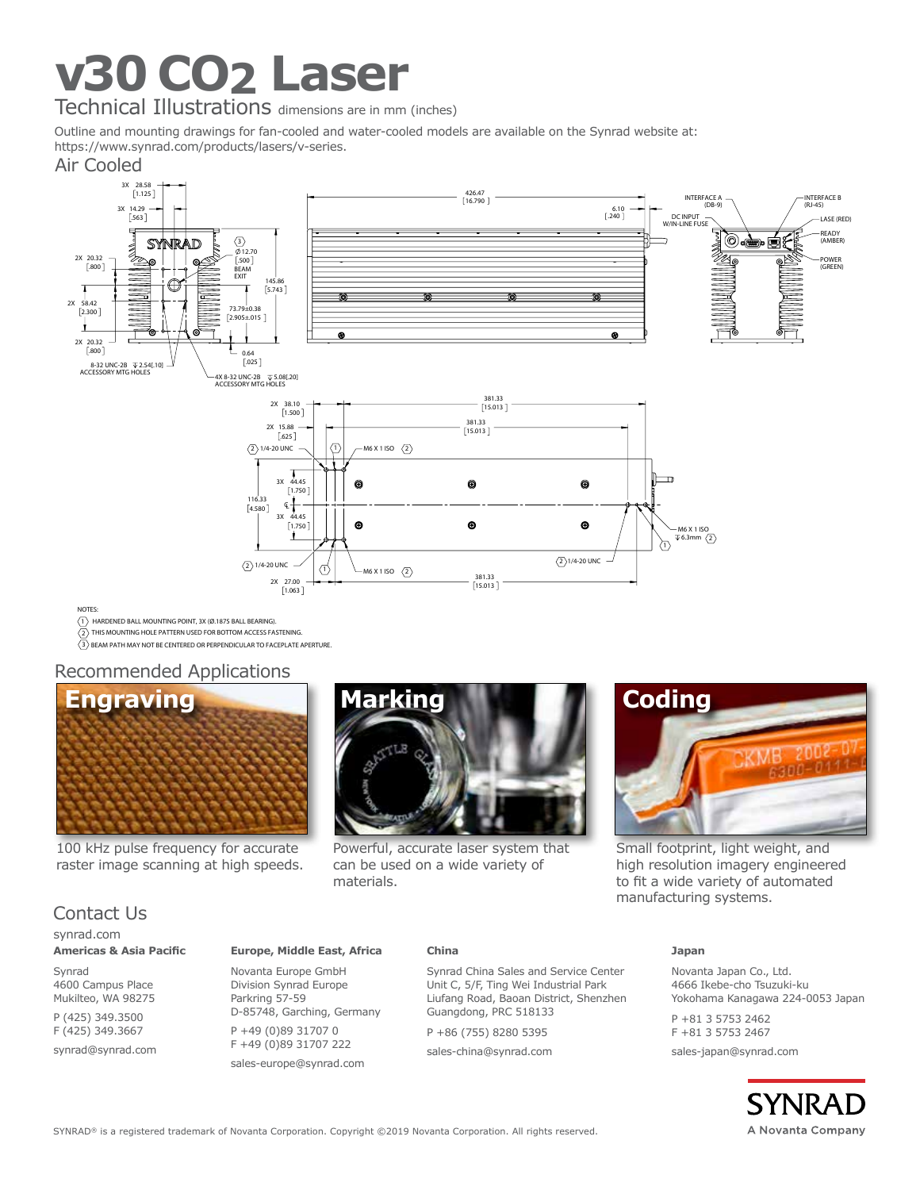# v30 $CO_2$ Laser

## Technical Illustrations dimensions are in mm (inches)

Outline and mounting drawings for fan-cooled and water-cooled models are available on the Synrad website at: https://www.synrad.com/products/lasers/v-series.

### Air Cooled

3X 28.58 [1.125]
3X 14.29 [.563]
2X 20.32 [.800]
2X 58.42 [2.300]
2X 20.32 [.800]
8-32 UNC-2B ⊽2.54[.10] ACCESSORY MTG HOLES
3 Ø12.70 [.500] BEAM EXIT
145.86 [5.743]
73.79±0.38 [2.905±.015]
0.64 [.025]
4X 8-32 UNC-2B ⊽5.08[.20] ACCESSORY MTG HOLES
426.47 [16.790]
6.10 [.240]
DC INPUT W/IN-LINE FUSE
INTERFACE A (DB-9)
INTERFACE B (RJ-45)
LASE (RED)
READY (AMBER)
POWER (GREEN)
381.33 [15.013]
381.33 [15.013]
2X 38.10 [1.500]
2X 15.88 [.625]
2 1/4-20 UNC
1
M6 X 1 ISO 2
3X 44.45 [1.750]
116.33 [4.580]
3X 44.45 [1.750]
M6 X 1 ISO ⊽6.3mm 2
1
2 1/4-20 UNC
1
M6 X 1 ISO 2
2 1/4-20 UNC
2X 27.00 [1.063]
381.33 [15.013]

NOTES:

1. HARDENED BALL MOUNTING POINT, 3X (Ø.1875 BALL BEARING).
2. THIS MOUNTING HOLE PATTERN USED FOR BOTTOM ACCESS FASTENING.
3. BEAM PATH MAY NOT BE CENTERED OR PERPENDICULAR TO FACEPLATE APERTURE.

## Recommended Applications

**Engraving**

100 kHz pulse frequency for accurate raster image scanning at high speeds.

**Marking**

Powerful, accurate laser system that can be used on a wide variety of materials.

**Coding**

Small footprint, light weight, and high resolution imagery engineered to fit a wide variety of automated manufacturing systems.

## Contact Us

synrad.com

**Americas & Asia Pacific**

Synrad
4600 Campus Place
Mukilteo, WA 98275

P (425) 349.3500
F (425) 349.3667

synrad@synrad.com

**Europe, Middle East, Africa**

Novanta Europe GmbH
Division Synrad Europe
Parkring 57-59
D-85748, Garching, Germany

P +49 (0)89 31707 0
F +49 (0)89 31707 222

sales-europe@synrad.com

**China**

Synrad China Sales and Service Center
Unit C, 5/F, Ting Wei Industrial Park
Liufang Road, Baoan District, Shenzhen
Guangdong, PRC 518133

P +86 (755) 8280 5395

sales-china@synrad.com

**Japan**

Novanta Japan Co., Ltd.
4666 Ikebe-cho Tsuzuki-ku
Yokohama Kanagawa 224-0053 Japan

P +81 3 5753 2462
F +81 3 5753 2467

sales-japan@synrad.com

SYNRAD
A Novanta Company

SYNRAD® is a registered trademark of Novanta Corporation. Copyright ©2019 Novanta Corporation. All rights reserved.